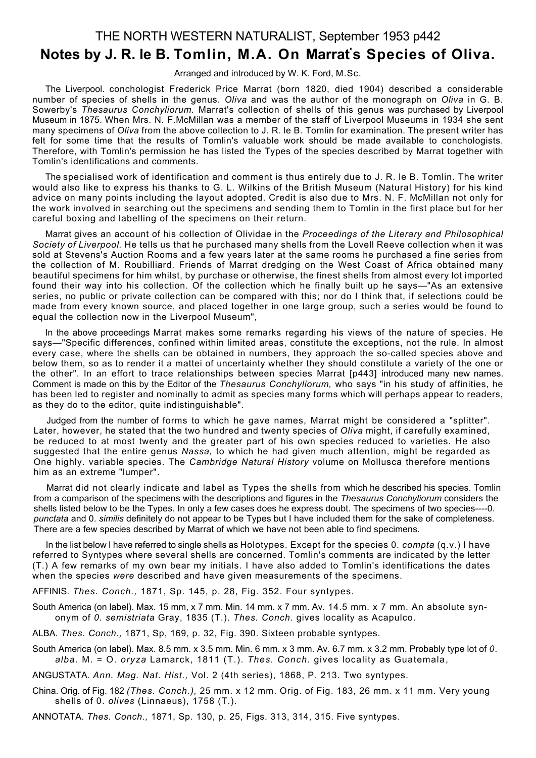# THE NORTH WESTERN NATURALIST, September 1953 p442

## Notes by J. R. le B. Tomlin, M.A. On Marrat's Species of Oliva.

Arranged and introduced by W. K. Ford, M.Sc.

The Liverpool. conchologist Frederick Price Marrat (born 1820, died 1904) described a considerable number of species of shells in the genus. *Oliva* and was the author of the monograph on *Oliva* in G. B. Sowerby's *Thesaurus Conchyliorum.* Marrat's collection of shells of this genus was purchased by Liverpool Museum in 1875. When Mrs. N. F.McMillan was a member of the staff of Liverpool Museums in 1934 she sent many specimens of *Oliva* from the above collection to J. R. le B. Tomlin for examination. The present writer has felt for some time that the results of Tomlin's valuable work should be made available to conchologists. Therefore, with Tomlin's permission he has listed the Types of the species described by Marrat together with Tomlin's identifications and comments.

The specialised work of identification and comment is thus entirely due to J. R. le B. Tomlin. The writer would also like to express his thanks to G. L. Wilkins of the British Museum (Natural History) for his kind advice on many points including the layout adopted. Credit is also due to Mrs. N. F. McMillan not only for the work involved in searching out the specimens and sending them to Tomlin in the first place but for her careful boxing and labelling of the specimens on their return.

Marrat gives an account of his collection of Olividae in the *Proceedings of the Literary and Philosophical Society of Liverpool.* He tells us that he purchased many shells from the Lovell Reeve collection when it was sold at Stevens's Auction Rooms and a few years later at the same rooms he purchased a fine series from the collection of M. Roubilliard. Friends of Marrat dredging on the West Coast of Africa obtained many beautiful specimens for him whilst, by purchase or otherwise, the finest shells from almost every lot imported found their way into his collection. Of the collection which he finally built up he says—"As an extensive series, no public or private collection can be compared with this; nor do I think that, if selections could be made from every known source, and placed together in one large group, such a series would be found to equal the collection now in the Liverpool Museum",

In the above proceedings Marrat makes some remarks regarding his views of the nature of species. He says—"Specific differences, confined within limited areas, constitute the exceptions, not the rule. In almost every case, where the shells can be obtained in numbers, they approach the so-called species above and below them, so as to render it a mattei of uncertainty whether they should constitute a variety of the one or the other". In an effort to trace relationships between species Marrat [p443] introduced many new names. Comment is made on this by the Editor of the *Thesaurus Conchyliorum,* who says "in his study of affinities, he has been led to register and nominally to admit as species many forms which will perhaps appear to readers, as they do to the editor, quite indistinguishable".

Judged from the number of forms to which he gave names, Marrat might be considered a "splitter". Later, however, he stated that the two hundred and twenty species of *Oliva* might, if carefully examined, be reduced to at most twenty and the greater part of his own species reduced to varieties. He also suggested that the entire genus *Nassa,* to which he had given much attention, might be regarded as One highly. variable species. The *Cambridge Natural History* volume on Mollusca therefore mentions him as an extreme "lumper".

Marrat did not clearly indicate and label as Types the shells from which he described his species. Tomlin from a comparison of the specimens with the descriptions and figures in the *Thesaurus Conchyliorum* considers the shells listed below to be the Types. In only a few cases does he express doubt. The specimens of two species----0. *punctata* and 0. *similis* definitely do not appear to be Types but I have included them for the sake of completeness. There are a few species described by Marrat of which we have not been able to find specimens.

In the list below I have referred to single shells as Holotypes. Except for the species 0. *compta* (q.v.) I have referred to Syntypes where several shells are concerned. Tomlin's comments are indicated by the letter (T.) A few remarks of my own bear my initials. I have also added to Tomlin's identifications the dates when the species *were* described and have given measurements of the specimens.

AFFINIS. *Thes. Conch.,* 1871, Sp. 145, p. 28, Fig. 352. Four syntypes.

South America (on label). Max. 15 mm, x 7 mm. Min. 14 mm. x 7 mm. Av. 14.5 mm. x 7 mm. An absolute synonym of *0. semistriata* Gray, 1835 (T.). *Thes. Conch.* gives locality as Acapulco.

ALBA. *Thes. Conch.,* 1871, Sp, 169, p. 32, Fig. 390. Sixteen probable syntypes.

South America (on label). Max. 8.5 mm. x 3.5 mm. Min. 6 mm. x 3 mm. Av. 6.7 mm. x 3.2 mm. Probably type lot of *0. alba.* M. = O. *oryza* Lamarck, 1811 (T.). *Thes. Conch.* gives locality as Guatemala,

ANGUSTATA. *Ann. Mag. Nat. Hist.,* Vol. 2 (4th series), 1868, P. 213. Two syntypes.

China. Orig. of Fig. 182 *(Thes. Conch.),* 25 mm. x 12 mm. Orig. of Fig. 183, 26 mm. x 11 mm. Very young shells of 0. *olives* (Linnaeus), 1758 (T.).

ANNOTATA. *Thes. Conch.,* 1871, Sp. 130, p. 25, Figs. 313, 314, 315. Five syntypes.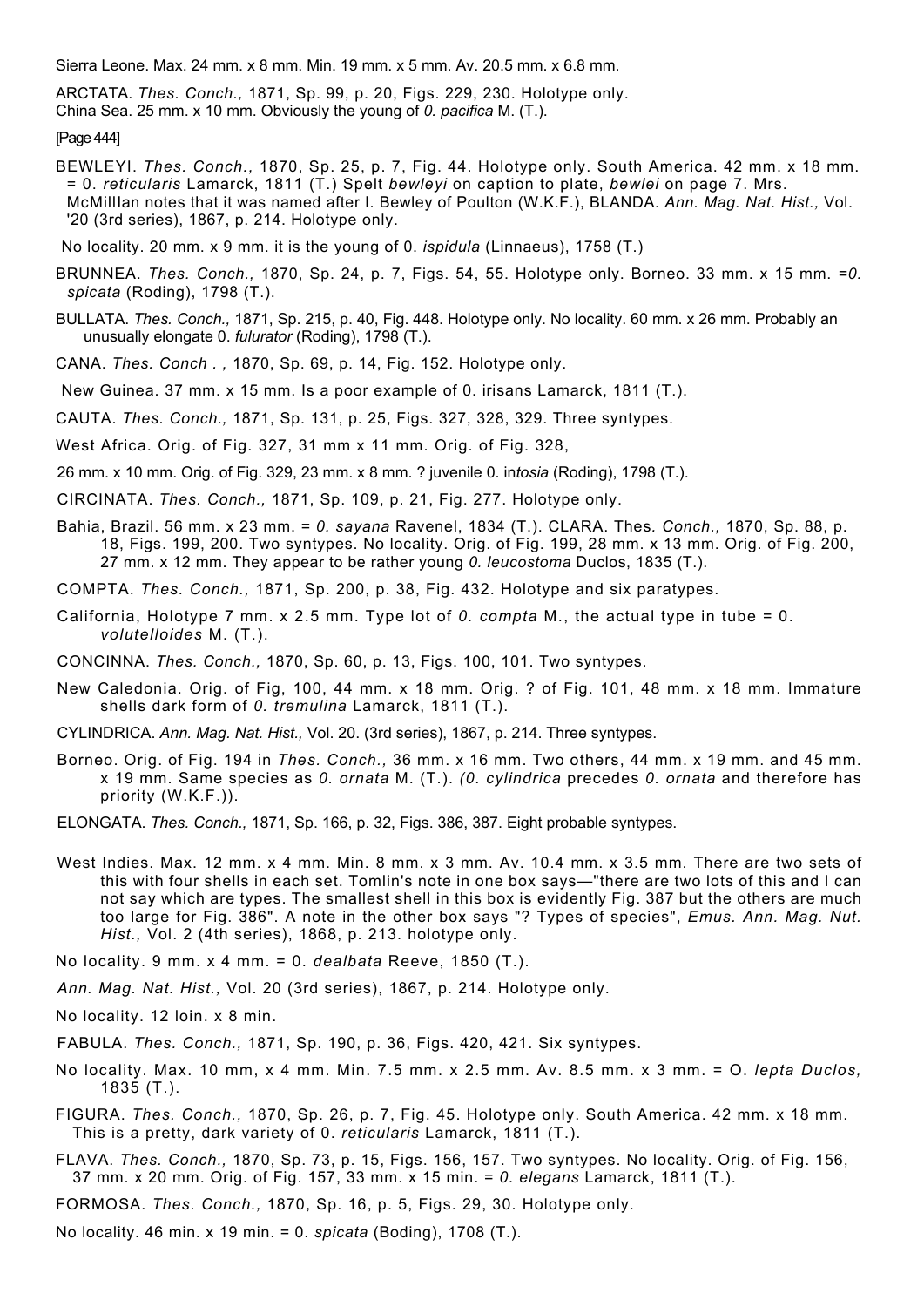Sierra Leone. Max. 24 mm. x 8 mm. Min. 19 mm. x 5 mm. Av. 20.5 mm. x 6.8 mm.

ARCTATA. *Thes. Conch.,* 1871, Sp. 99, p. 20, Figs. 229, 230. Holotype only. China Sea. 25 mm. x 10 mm. Obviously the young of *0. pacifica* M. (T.).

[Page 444]

BEWLEYI. *Thes. Conch.,* 1870, Sp. 25, p. 7, Fig. 44. Holotype only. South America. 42 mm. x 18 mm. = 0. *reticularis* Lamarck, 1811 (T.) Spelt *bewleyi* on caption to plate, *bewlei* on page 7. Mrs. McMilIlan notes that it was named after I. Bewley of Poulton (W.K.F.), BLANDA. *Ann. Mag. Nat. Hist.,* Vol. '20 (3rd series), 1867, p. 214. Holotype only.

No locality. 20 mm. x 9 mm. it is the young of 0. *ispidula* (Linnaeus), 1758 (T.)

BRUNNEA. *Thes. Conch.,* 1870, Sp. 24, p. 7, Figs. 54, 55. Holotype only. Borneo. 33 mm. x 15 mm. =*0. spicata* (Roding), 1798 (T.).

BULLATA. *Thes. Conch.,* 1871, Sp. 215, p. 40, Fig. 448. Holotype only. No locality. 60 mm. x 26 mm. Probably an unusually elongate 0. *fulurator* (Roding), 1798 (T.).

CANA. *Thes. Conch . ,* 1870, Sp. 69, p. 14, Fig. 152. Holotype only.

New Guinea. 37 mm. x 15 mm. Is a poor example of 0. irisans Lamarck, 1811 (T.).

CAUTA. *Thes. Conch.,* 1871, Sp. 131, p. 25, Figs. 327, 328, 329. Three syntypes.

West Africa. Orig. of Fig. 327, 31 mm x 11 mm. Orig. of Fig. 328,

26 mm. x 10 mm. Orig. of Fig. 329, 23 mm. x 8 mm. ? juvenile 0. in*tosia* (Roding), 1798 (T.).

CIRCINATA. *Thes. Conch.,* 1871, Sp. 109, p. 21, Fig. 277. Holotype only.

Bahia, Brazil. 56 mm. x 23 mm. = *0. sayana* Ravenel, 1834 (T.). CLARA. Thes*. Conch.,* 1870, Sp. 88, p. 18, Figs. 199, 200. Two syntypes. No locality. Orig. of Fig. 199, 28 mm. x 13 mm. Orig. of Fig. 200, 27 mm. x 12 mm. They appear to be rather young *0. leucostoma* Duclos, 1835 (T.).

COMPTA. *Thes. Conch.,* 1871, Sp. 200, p. 38, Fig. 432. Holotype and six paratypes.

California, Holotype 7 mm. x 2.5 mm. Type lot of *0. compta* M., the actual type in tube = 0. *volutelloides* M. (T.).

CONCINNA. *Thes. Conch.,* 1870, Sp. 60, p. 13, Figs. 100, 101. Two syntypes.

New Caledonia. Orig. of Fig, 100, 44 mm. x 18 mm. Orig. ? of Fig. 101, 48 mm. x 18 mm. Immature shells dark form of *0. tremulina* Lamarck, 1811 (T.).

CYLINDRICA. *Ann. Mag. Nat. Hist.,* Vol. 20. (3rd series), 1867, p. 214. Three syntypes.

Borneo. Orig. of Fig. 194 in *Thes. Conch.,* 36 mm. x 16 mm. Two others, 44 mm. x 19 mm. and 45 mm. x 19 mm. Same species as *0. ornata* M. (T.). *(0. cylindrica* precedes *0. ornata* and therefore has priority (W.K.F.)).

ELONGATA. *Thes. Conch.,* 1871, Sp. 166, p. 32, Figs. 386, 387. Eight probable syntypes.

West Indies. Max. 12 mm. x 4 mm. Min. 8 mm. x 3 mm. Av. 10.4 mm. x 3.5 mm. There are two sets of this with four shells in each set. Tomlin's note in one box says—"there are two lots of this and I can not say which are types. The smallest shell in this box is evidently Fig. 387 but the others are much too large for Fig. 386". A note in the other box says "? Types of species", *Emus. Ann. Mag. Nut. Hist.,* Vol. 2 (4th series), 1868, p. 213. holotype only.

No locality. 9 mm. x 4 mm. = 0. *dealbata* Reeve, 1850 (T.).

*Ann. Mag. Nat. Hist.,* Vol. 20 (3rd series), 1867, p. 214. Holotype only.

No locality. 12 loin. x 8 min.

FABULA. *Thes. Conch.,* 1871, Sp. 190, p. 36, Figs. 420, 421. Six syntypes.

No locality. Max. 10 mm, x 4 mm. Min. 7.5 mm. x 2.5 mm. Av. 8.5 mm. x 3 mm. = O. *lepta Duclos,* 1835 (T.).

FIGURA. *Thes. Conch.,* 1870, Sp. 26, p. 7, Fig. 45. Holotype only. South America. 42 mm. x 18 mm. This is a pretty, dark variety of 0. *reticularis* Lamarck, 1811 (T.).

FLAVA. *Thes. Conch.,* 1870, Sp. 73, p. 15, Figs. 156, 157. Two syntypes. No locality. Orig. of Fig. 156, 37 mm. x 20 mm. Orig. of Fig. 157, 33 mm. x 15 min. = *0. elegans* Lamarck, 1811 (T.).

FORMOSA. *Thes. Conch.,* 1870, Sp. 16, p. 5, Figs. 29, 30. Holotype only.

No locality. 46 min. x 19 min. = 0. *spicata* (Boding), 1708 (T.).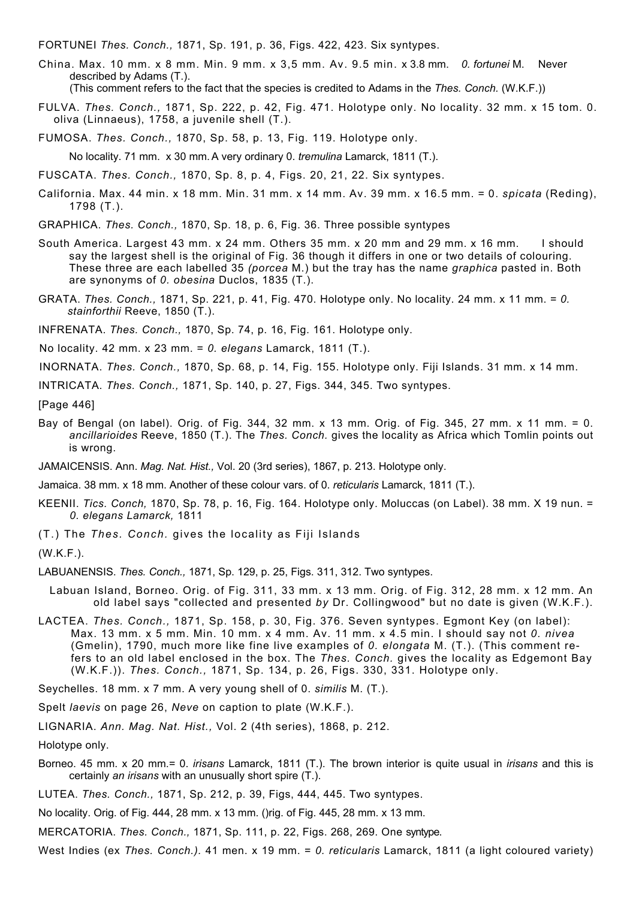FORTUNEI *Thes. Conch.,* 1871, Sp. 191, p. 36, Figs. 422, 423. Six syntypes.

China. Max. 10 mm. x 8 mm. Min. 9 mm. x 3,5 mm. Av. 9.5 min. x 3.8 mm. *0. fortunei* M. Never described by Adams (T.).
(This comment refers to the fact that the species is credited to Adams in the *Thes. Conch.* (W.K.F.))

FULVA. *Thes. Conch.,* 1871, Sp. 222, p. 42, Fig. 471. Holotype only. No locality. 32 mm. x 15 tom. 0. oliva (Linnaeus), 1758, a juvenile shell (T.).

FUMOSA. *Thes. Conch.,* 1870, Sp. 58, p. 13, Fig. 119. Holotype only.

No locality. 71 mm. x 30 mm. A very ordinary 0. *tremulina* Lamarck, 1811 (T.).

FUSCATA. *Thes. Conch.,* 1870, Sp. 8, p. 4, Figs. 20, 21, 22. Six syntypes.

California. Max. 44 min. x 18 mm. Min. 31 mm. x 14 mm. Av. 39 mm. x 16.5 mm. = 0. *spicata* (Reding), 1798 (T.).

GRAPHICA. *Thes. Conch.,* 1870, Sp. 18, p. 6, Fig. 36. Three possible syntypes

South America. Largest 43 mm. x 24 mm. Others 35 mm. x 20 mm and 29 mm. x 16 mm. I should say the largest shell is the original of Fig. 36 though it differs in one or two details of colouring. These three are each labelled 35 *(porcea* M.) but the tray has the name *graphica* pasted in. Both are synonyms of *0. obesina* Duclos, 1835 (T.).

GRATA. *Thes. Conch.,* 1871, Sp. 221, p. 41, Fig. 470. Holotype only. No locality. 24 mm. x 11 mm. = *0. stainforthii* Reeve, 1850 (T.).

INFRENATA. *Thes. Conch.,* 1870, Sp. 74, p. 16, Fig. 161. Holotype only.

No locality. 42 mm. x 23 mm. = *0. elegans* Lamarck, 1811 (T.).

INORNATA. *Thes. Conch.,* 1870, Sp. 68, p. 14, Fig. 155. Holotype only. Fiji Islands. 31 mm. x 14 mm.

INTRICATA. *Thes. Conch.,* 1871, Sp. 140, p. 27, Figs. 344, 345. Two syntypes.

[Page 446]

Bay of Bengal (on label). Orig. of Fig. 344, 32 mm. x 13 mm. Orig. of Fig. 345, 27 mm. x 11 mm. = 0. *ancillarioides* Reeve, 1850 (T.). The *Thes. Conch.* gives the locality as Africa which Tomlin points out is wrong.

JAMAICENSIS. Ann. *Mag. Nat. Hist.,* Vol. 20 (3rd series), 1867, p. 213. Holotype only.

Jamaica. 38 mm. x 18 mm. Another of these colour vars. of 0. *reticularis* Lamarck, 1811 (T.).

KEENII. *Tics. Conch,* 1870, Sp. 78, p. 16, Fig. 164. Holotype only. Moluccas (on Label). 38 mm. X 19 nun. = *0. elegans Lamarck,* 1811

(T.) The *Thes. Conch.* gives the locality as Fiji Islands

(W.K.F.).

LABUANENSIS. *Thes. Conch.,* 1871, Sp. 129, p. 25, Figs. 311, 312. Two syntypes.

Labuan Island, Borneo. Orig. of Fig. 311, 33 mm. x 13 mm. Orig. of Fig. 312, 28 mm. x 12 mm. An old label says "collected and presented *by* Dr. Collingwood" but no date is given (W.K.F.).

LACTEA. *Thes. Conch.,* 1871, Sp. 158, p. 30, Fig. 376. Seven syntypes. Egmont Key (on label): Max. 13 mm. x 5 mm. Min. 10 mm. x 4 mm. Av. 11 mm. x 4.5 min. I should say not *0. nivea* (Gmelin), 1790, much more like fine live examples of *0. elongata* M. (T.). (This comment refers to an old label enclosed in the box. The *Thes. Conch.* gives the locality as Edgemont Bay (W.K.F.)). *Thes. Conch.,* 1871, Sp. 134, p. 26, Figs. 330, 331. Holotype only.

Seychelles. 18 mm. x 7 mm. A very young shell of 0. *similis* M. (T.).

Spelt *laevis* on page 26, *Neve* on caption to plate (W.K.F.).

LIGNARIA. *Ann. Mag. Nat. Hist.,* Vol. 2 (4th series), 1868, p. 212.

Holotype only.

Borneo. 45 mm. x 20 mm.= 0. *irisans* Lamarck, 1811 (T.). The brown interior is quite usual in *irisans* and this is certainly *an irisans* with an unusually short spire (T.).

LUTEA. *Thes. Conch.,* 1871, Sp. 212, p. 39, Figs, 444, 445. Two syntypes.

No locality. Orig. of Fig. 444, 28 mm. x 13 mm. ()rig. of Fig. 445, 28 mm. x 13 mm.

MERCATORIA. *Thes. Conch.,* 1871, Sp. 111, p. 22, Figs. 268, 269. One syntype.

West Indies (ex *Thes. Conch.).* 41 men. x 19 mm. = *0. reticularis* Lamarck, 1811 (a light coloured variety)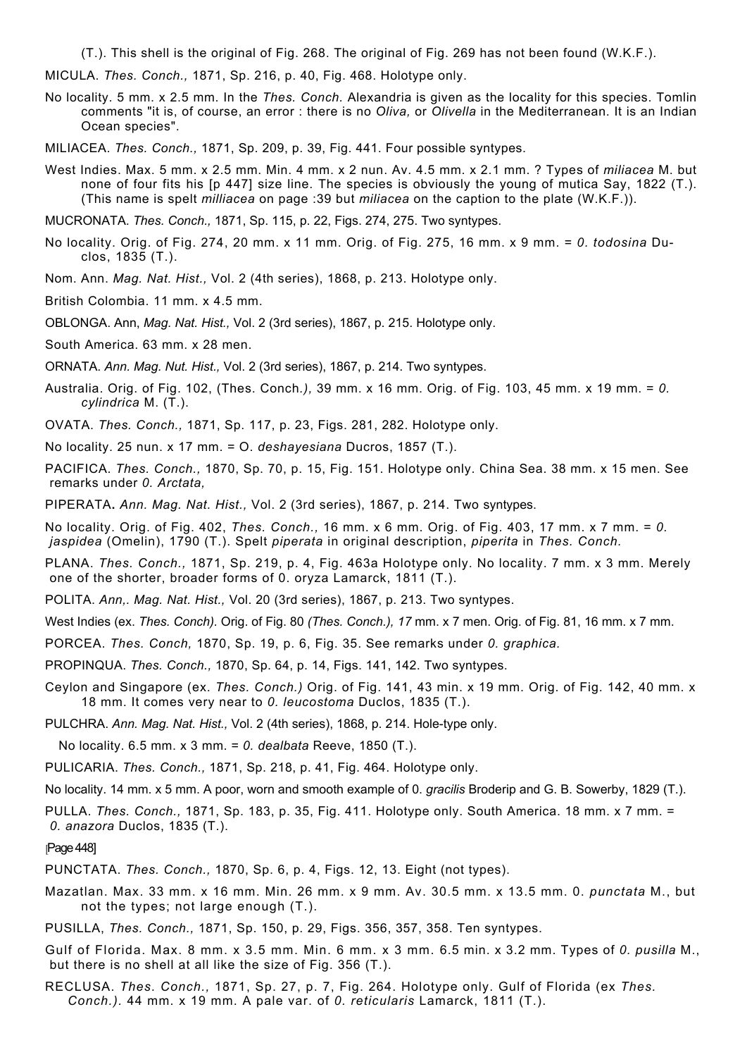(T.). This shell is the original of Fig. 268. The original of Fig. 269 has not been found (W.K.F.).

MICULA. *Thes. Conch.,* 1871, Sp. 216, p. 40, Fig. 468. Holotype only.

No locality. 5 mm. x 2.5 mm. In the *Thes. Conch.* Alexandria is given as the locality for this species. Tomlin comments "it is, of course, an error : there is no *Oliva,* or *Olivella* in the Mediterranean. It is an Indian Ocean species".

MILIACEA. *Thes. Conch.,* 1871, Sp. 209, p. 39, Fig. 441. Four possible syntypes.

West Indies. Max. 5 mm. x 2.5 mm. Min. 4 mm. x 2 nun. Av. 4.5 mm. x 2.1 mm. ? Types of *miliacea* M. but none of four fits his [p 447] size line. The species is obviously the young of mutica Say, 1822 (T.). (This name is spelt *milliacea* on page :39 but *miliacea* on the caption to the plate (W.K.F.)).

MUCRONATA. *Thes. Conch.,* 1871, Sp. 115, p. 22, Figs. 274, 275. Two syntypes.

No locality. Orig. of Fig. 274, 20 mm. x 11 mm. Orig. of Fig. 275, 16 mm. x 9 mm. = *0. todosina* Duclos, 1835 (T.).

Nom. Ann. *Mag. Nat. Hist.,* Vol. 2 (4th series), 1868, p. 213. Holotype only.

British Colombia. 11 mm. x 4.5 mm.

OBLONGA. Ann, *Mag. Nat. Hist.,* Vol. 2 (3rd series), 1867, p. 215. Holotype only.

South America. 63 mm. x 28 men.

ORNATA. *Ann. Mag. Nut. Hist.,* Vol. 2 (3rd series), 1867, p. 214. Two syntypes.

Australia. Orig. of Fig. 102, (Thes. Conch.*),* 39 mm. x 16 mm. Orig. of Fig. 103, 45 mm. x 19 mm. = *0. cylindrica* M. (T.).

OVATA. *Thes. Conch.,* 1871, Sp. 117, p. 23, Figs. 281, 282. Holotype only.

No locality. 25 nun. x 17 mm. = O. *deshayesiana* Ducros, 1857 (T.).

PACIFICA. *Thes. Conch.,* 1870, Sp. 70, p. 15, Fig. 151. Holotype only. China Sea. 38 mm. x 15 men. See remarks under *0. Arctata,*

**PIPERATA.** *Ann. Mag. Nat. Hist.,* Vol. 2 (3rd series), 1867, p. 214. Two syntypes.

No locality. Orig. of Fig. 402, *Thes. Conch.,* 16 mm. x 6 mm. Orig. of Fig. 403, 17 mm. x 7 mm. = *0. jaspidea* (Omelin), 1790 (T.). Spelt *piperata* in original description, *piperita* in *Thes. Conch.*

PLANA. *Thes. Conch.,* 1871, Sp. 219, p. 4, Fig. 463a Holotype only. No locality. 7 mm. x 3 mm. Merely one of the shorter, broader forms of 0. oryza Lamarck, 1811 (T.).

POLITA. *Ann,. Mag. Nat. Hist.,* Vol. 20 (3rd series), 1867, p. 213. Two syntypes.

West Indies (ex. *Thes. Conch).* Orig. of Fig. 80 *(Thes. Conch.), 17* mm. x 7 men. Orig. of Fig. 81, 16 mm. x 7 mm.

PORCEA. *Thes. Conch,* 1870, Sp. 19, p. 6, Fig. 35. See remarks under *0. graphica.*

PROPINQUA. *Thes. Conch.,* 1870, Sp. 64, p. 14, Figs. 141, 142. Two syntypes.

Ceylon and Singapore (ex. *Thes. Conch.)* Orig. of Fig. 141, 43 min. x 19 mm. Orig. of Fig. 142, 40 mm. x 18 mm. It comes very near to *0. leucostoma* Duclos, 1835 (T.).

PULCHRA. *Ann. Mag. Nat. Hist.,* Vol. 2 (4th series), 1868, p. 214. Hole-type only.

No locality. 6.5 mm. x 3 mm. = *0. dealbata* Reeve, 1850 (T.).

PULICARIA. *Thes. Conch.,* 1871, Sp. 218, p. 41, Fig. 464. Holotype only.

No locality. 14 mm. x 5 mm. A poor, worn and smooth example of 0. *gracilis* Broderip and G. B. Sowerby, 1829 (T.).

PULLA. *Thes. Conch.,* 1871, Sp. 183, p. 35, Fig. 411. Holotype only. South America. 18 mm. x 7 mm. = *0. anazora* Duclos, 1835 (T.).

[Page 448]

PUNCTATA. *Thes. Conch.,* 1870, Sp. 6, p. 4, Figs. 12, 13. Eight (not types).

Mazatlan. Max. 33 mm. x 16 mm. Min. 26 mm. x 9 mm. Av. 30.5 mm. x 13.5 mm. 0. *punctata* M., but not the types; not large enough (T.).

PUSILLA, *Thes. Conch.,* 1871, Sp. 150, p. 29, Figs. 356, 357, 358. Ten syntypes.

Gulf of Florida. Max. 8 mm. x 3.5 mm. Min. 6 mm. x 3 mm. 6.5 min. x 3.2 mm. Types of *0. pusilla* M., but there is no shell at all like the size of Fig. 356 (T.).

RECLUSA. *Thes. Conch.,* 1871, Sp. 27, p. 7, Fig. 264. Holotype only. Gulf of Florida (ex *Thes. Conch.).* 44 mm. x 19 mm. A pale var. of *0. reticularis* Lamarck, 1811 (T.).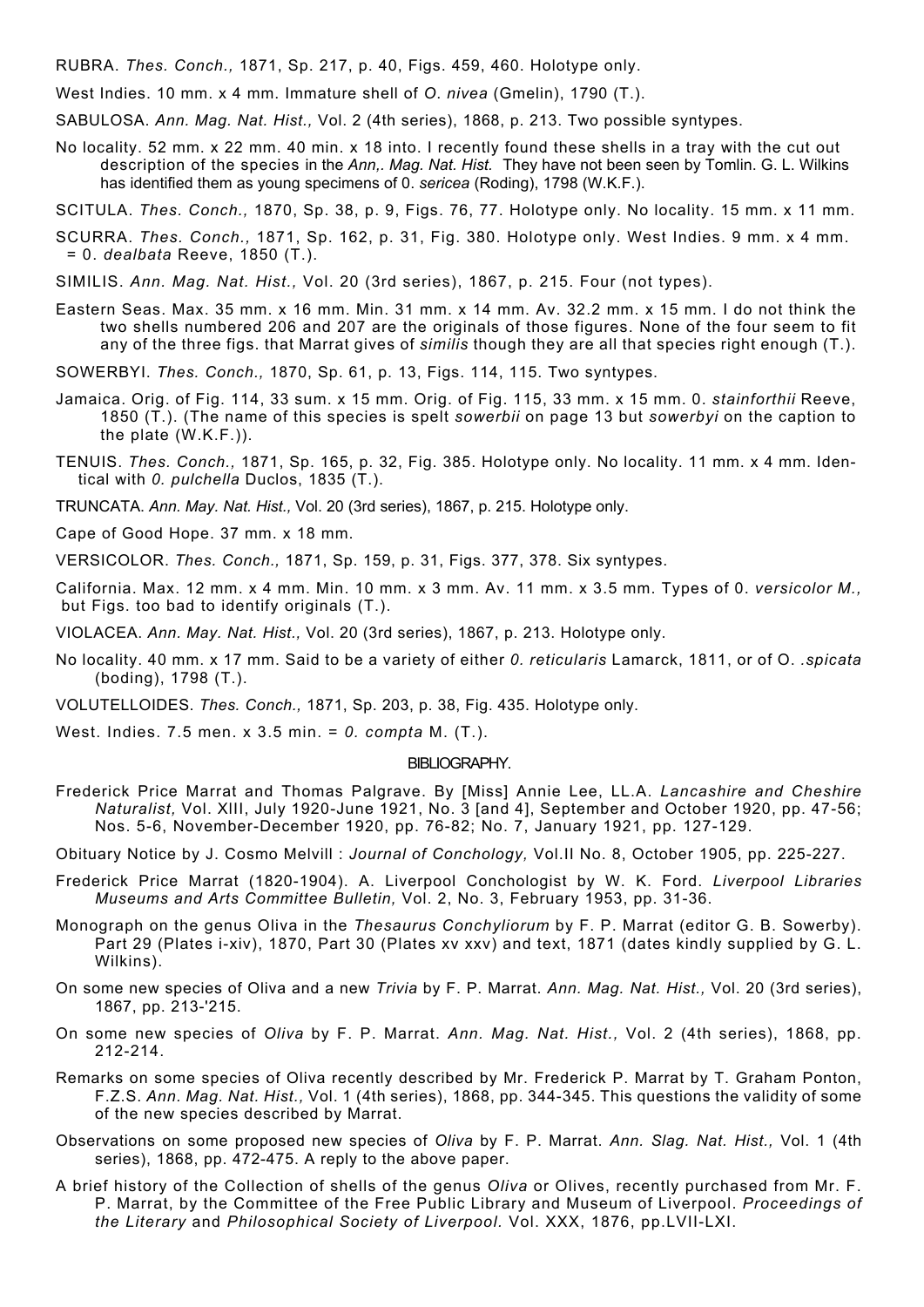RUBRA. *Thes. Conch.,* 1871, Sp. 217, p. 40, Figs. 459, 460. Holotype only.

West Indies. 10 mm. x 4 mm. Immature shell of *O. nivea* (Gmelin), 1790 (T.).

SABULOSA. *Ann. Mag. Nat. Hist.,* Vol. 2 (4th series), 1868, p. 213. Two possible syntypes.

No locality. 52 mm. x 22 mm. 40 min. x 18 into. I recently found these shells in a tray with the cut out description of the species in the *Ann,. Mag. Nat. Hist.* They have not been seen by Tomlin. G. L. Wilkins has identified them as young specimens of 0. *sericea* (Roding), 1798 (W.K.F.).

SCITULA. *Thes. Conch.,* 1870, Sp. 38, p. 9, Figs. 76, 77. Holotype only. No locality. 15 mm. x 11 mm.

SCURRA. *Thes. Conch.,* 1871, Sp. 162, p. 31, Fig. 380. Holotype only. West Indies. 9 mm. x 4 mm. = 0. *dealbata* Reeve, 1850 (T.).

SIMILIS. *Ann. Mag. Nat. Hist.,* Vol. 20 (3rd series), 1867, p. 215. Four (not types).

Eastern Seas. Max. 35 mm. x 16 mm. Min. 31 mm. x 14 mm. Av. 32.2 mm. x 15 mm. I do not think the two shells numbered 206 and 207 are the originals of those figures. None of the four seem to fit any of the three figs. that Marrat gives of *similis* though they are all that species right enough (T.).

SOWERBYI. *Thes. Conch.,* 1870, Sp. 61, p. 13, Figs. 114, 115. Two syntypes.

Jamaica. Orig. of Fig. 114, 33 sum. x 15 mm. Orig. of Fig. 115, 33 mm. x 15 mm. 0. *stainforthii* Reeve, 1850 (T.). (The name of this species is spelt *sowerbii* on page 13 but *sowerbyi* on the caption to the plate (W.K.F.)).

TENUIS. *Thes. Conch.,* 1871, Sp. 165, p. 32, Fig. 385. Holotype only. No locality. 11 mm. x 4 mm. Identical with *0. pulchella* Duclos, 1835 (T.).

TRUNCATA. *Ann. May. Nat. Hist.,* Vol. 20 (3rd series), 1867, p. 215. Holotype only.

Cape of Good Hope. 37 mm. x 18 mm.

VERSICOLOR. *Thes. Conch.,* 1871, Sp. 159, p. 31, Figs. 377, 378. Six syntypes.

California. Max. 12 mm. x 4 mm. Min. 10 mm. x 3 mm. Av. 11 mm. x 3.5 mm. Types of 0. *versicolor M.,* but Figs. too bad to identify originals (T.).

VIOLACEA. *Ann. May. Nat. Hist.,* Vol. 20 (3rd series), 1867, p. 213. Holotype only.

No locality. 40 mm. x 17 mm. Said to be a variety of either *0. reticularis* Lamarck, 1811, or of O. .*spicata* (boding), 1798 (T.).

VOLUTELLOIDES. *Thes. Conch.,* 1871, Sp. 203, p. 38, Fig. 435. Holotype only.

West. Indies. 7.5 men. x 3.5 min. = *0. compta* M. (T.).

## BIBLIOGRAPHY.

Frederick Price Marrat and Thomas Palgrave. By [Miss] Annie Lee, LL.A. *Lancashire and Cheshire Naturalist,* Vol. XIII, July 1920-June 1921, No. 3 [and 4], September and October 1920, pp. 47-56; Nos. 5-6, November-December 1920, pp. 76-82; No. 7, January 1921, pp. 127-129.

Obituary Notice by J. Cosmo Melvill : *Journal of Conchology,* Vol.II No. 8, October 1905, pp. 225-227.

Frederick Price Marrat (1820-1904). A. Liverpool Conchologist by W. K. Ford. *Liverpool Libraries Museums and Arts Committee Bulletin,* Vol. 2, No. 3, February 1953, pp. 31-36.

Monograph on the genus Oliva in the *Thesaurus Conchyliorum* by F. P. Marrat (editor G. B. Sowerby). Part 29 (Plates i-xiv), 1870, Part 30 (Plates xv xxv) and text, 1871 (dates kindly supplied by G. L. Wilkins).

On some new species of Oliva and a new *Trivia* by F. P. Marrat. *Ann. Mag. Nat. Hist.,* Vol. 20 (3rd series), 1867, pp. 213-'215.

On some new species of *Oliva* by F. P. Marrat. *Ann. Mag. Nat. Hist.,* Vol. 2 (4th series), 1868, pp. 212-214.

Remarks on some species of Oliva recently described by Mr. Frederick P. Marrat by T. Graham Ponton, F.Z.S. *Ann. Mag. Nat. Hist.,* Vol. 1 (4th series), 1868, pp. 344-345. This questions the validity of some of the new species described by Marrat.

Observations on some proposed new species of *Oliva* by F. P. Marrat. *Ann. Slag. Nat. Hist.,* Vol. 1 (4th series), 1868, pp. 472-475. A reply to the above paper.

A brief history of the Collection of shells of the genus *Oliva* or Olives, recently purchased from Mr. F. P. Marrat, by the Committee of the Free Public Library and Museum of Liverpool. *Proceedings of the Literary* and *Philosophical Society of Liverpool.* Vol. XXX, 1876, pp.LVII-LXI.